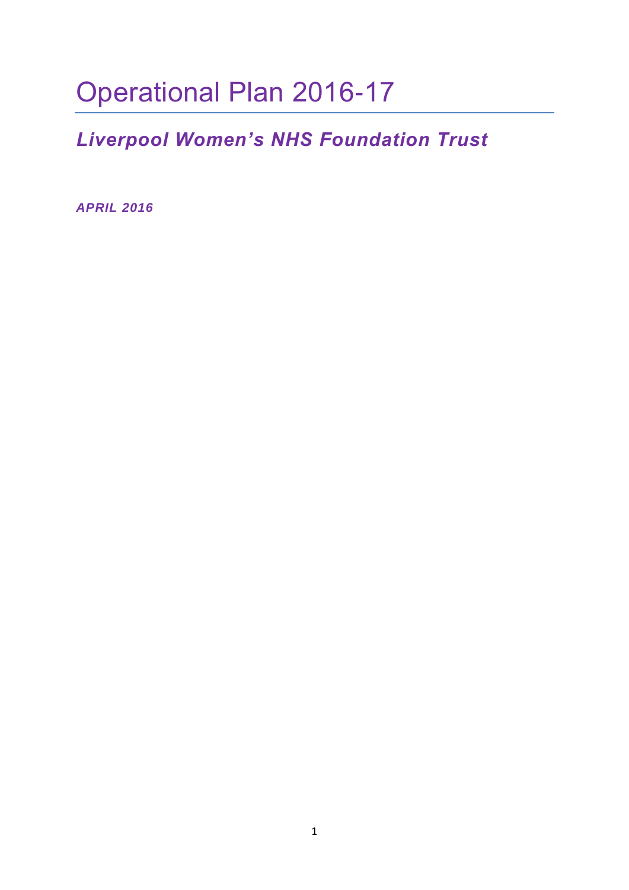# Operational Plan 2016-17

## *Liverpool Women's NHS Foundation Trust*

***APRIL 2016***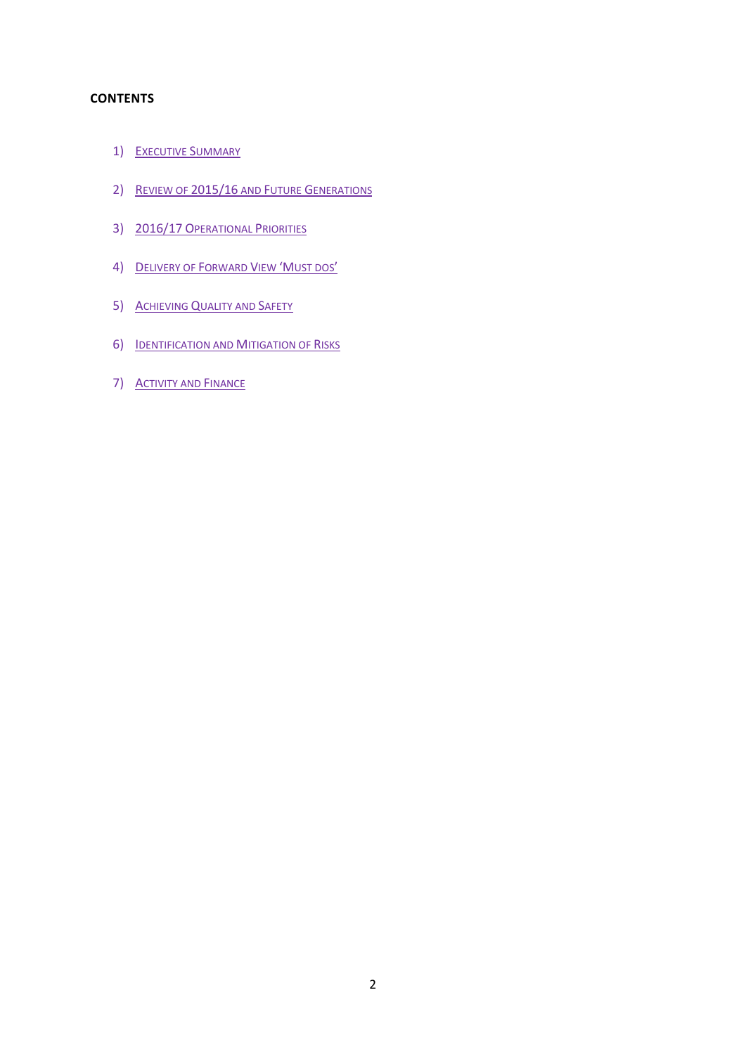**CONTENTS**

1) Executive Summary
2) Review of 2015/16 and Future Generations
3) 2016/17 Operational Priorities
4) Delivery of Forward View 'Must dos'
5) Achieving Quality and Safety
6) Identification and Mitigation of Risks
7) Activity and Finance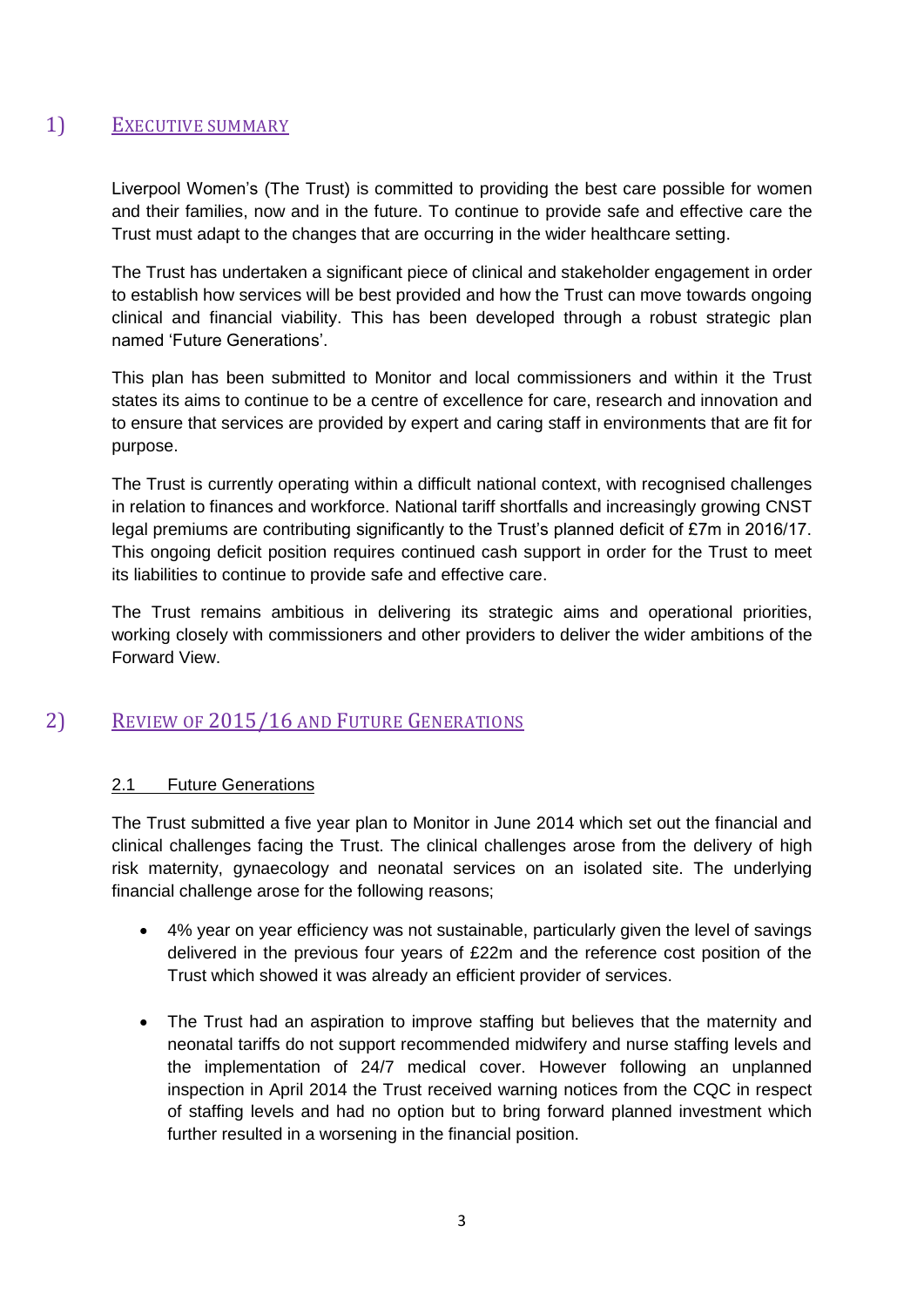# 1) EXECUTIVE SUMMARY

Liverpool Women's (The Trust) is committed to providing the best care possible for women and their families, now and in the future. To continue to provide safe and effective care the Trust must adapt to the changes that are occurring in the wider healthcare setting.

The Trust has undertaken a significant piece of clinical and stakeholder engagement in order to establish how services will be best provided and how the Trust can move towards ongoing clinical and financial viability. This has been developed through a robust strategic plan named 'Future Generations'.

This plan has been submitted to Monitor and local commissioners and within it the Trust states its aims to continue to be a centre of excellence for care, research and innovation and to ensure that services are provided by expert and caring staff in environments that are fit for purpose.

The Trust is currently operating within a difficult national context, with recognised challenges in relation to finances and workforce. National tariff shortfalls and increasingly growing CNST legal premiums are contributing significantly to the Trust's planned deficit of £7m in 2016/17. This ongoing deficit position requires continued cash support in order for the Trust to meet its liabilities to continue to provide safe and effective care.

The Trust remains ambitious in delivering its strategic aims and operational priorities, working closely with commissioners and other providers to deliver the wider ambitions of the Forward View.

# 2) REVIEW OF 2015/16 AND FUTURE GENERATIONS

## 2.1 Future Generations

The Trust submitted a five year plan to Monitor in June 2014 which set out the financial and clinical challenges facing the Trust. The clinical challenges arose from the delivery of high risk maternity, gynaecology and neonatal services on an isolated site. The underlying financial challenge arose for the following reasons;

- 4% year on year efficiency was not sustainable, particularly given the level of savings delivered in the previous four years of £22m and the reference cost position of the Trust which showed it was already an efficient provider of services.

- The Trust had an aspiration to improve staffing but believes that the maternity and neonatal tariffs do not support recommended midwifery and nurse staffing levels and the implementation of 24/7 medical cover. However following an unplanned inspection in April 2014 the Trust received warning notices from the CQC in respect of staffing levels and had no option but to bring forward planned investment which further resulted in a worsening in the financial position.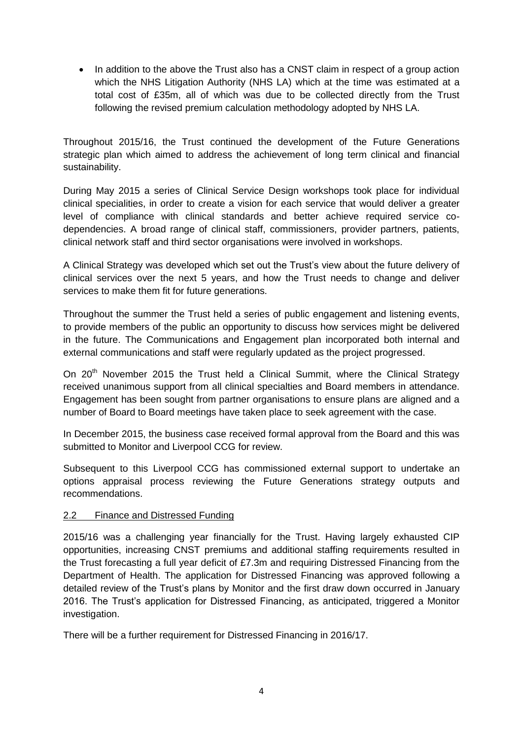- In addition to the above the Trust also has a CNST claim in respect of a group action which the NHS Litigation Authority (NHS LA) which at the time was estimated at a total cost of £35m, all of which was due to be collected directly from the Trust following the revised premium calculation methodology adopted by NHS LA.

Throughout 2015/16, the Trust continued the development of the Future Generations strategic plan which aimed to address the achievement of long term clinical and financial sustainability.

During May 2015 a series of Clinical Service Design workshops took place for individual clinical specialities, in order to create a vision for each service that would deliver a greater level of compliance with clinical standards and better achieve required service co-dependencies. A broad range of clinical staff, commissioners, provider partners, patients, clinical network staff and third sector organisations were involved in workshops.

A Clinical Strategy was developed which set out the Trust's view about the future delivery of clinical services over the next 5 years, and how the Trust needs to change and deliver services to make them fit for future generations.

Throughout the summer the Trust held a series of public engagement and listening events, to provide members of the public an opportunity to discuss how services might be delivered in the future. The Communications and Engagement plan incorporated both internal and external communications and staff were regularly updated as the project progressed.

On 20th November 2015 the Trust held a Clinical Summit, where the Clinical Strategy received unanimous support from all clinical specialties and Board members in attendance. Engagement has been sought from partner organisations to ensure plans are aligned and a number of Board to Board meetings have taken place to seek agreement with the case.

In December 2015, the business case received formal approval from the Board and this was submitted to Monitor and Liverpool CCG for review.

Subsequent to this Liverpool CCG has commissioned external support to undertake an options appraisal process reviewing the Future Generations strategy outputs and recommendations.

## 2.2 Finance and Distressed Funding

2015/16 was a challenging year financially for the Trust. Having largely exhausted CIP opportunities, increasing CNST premiums and additional staffing requirements resulted in the Trust forecasting a full year deficit of £7.3m and requiring Distressed Financing from the Department of Health. The application for Distressed Financing was approved following a detailed review of the Trust's plans by Monitor and the first draw down occurred in January 2016. The Trust's application for Distressed Financing, as anticipated, triggered a Monitor investigation.

There will be a further requirement for Distressed Financing in 2016/17.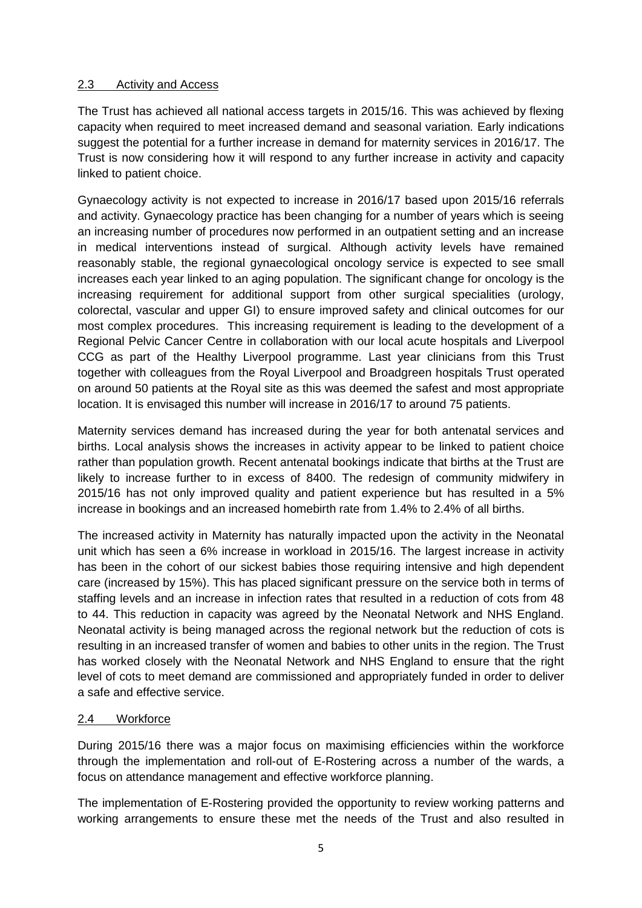## 2.3 Activity and Access

The Trust has achieved all national access targets in 2015/16. This was achieved by flexing capacity when required to meet increased demand and seasonal variation. Early indications suggest the potential for a further increase in demand for maternity services in 2016/17. The Trust is now considering how it will respond to any further increase in activity and capacity linked to patient choice.

Gynaecology activity is not expected to increase in 2016/17 based upon 2015/16 referrals and activity. Gynaecology practice has been changing for a number of years which is seeing an increasing number of procedures now performed in an outpatient setting and an increase in medical interventions instead of surgical. Although activity levels have remained reasonably stable, the regional gynaecological oncology service is expected to see small increases each year linked to an aging population. The significant change for oncology is the increasing requirement for additional support from other surgical specialities (urology, colorectal, vascular and upper GI) to ensure improved safety and clinical outcomes for our most complex procedures. This increasing requirement is leading to the development of a Regional Pelvic Cancer Centre in collaboration with our local acute hospitals and Liverpool CCG as part of the Healthy Liverpool programme. Last year clinicians from this Trust together with colleagues from the Royal Liverpool and Broadgreen hospitals Trust operated on around 50 patients at the Royal site as this was deemed the safest and most appropriate location. It is envisaged this number will increase in 2016/17 to around 75 patients.

Maternity services demand has increased during the year for both antenatal services and births. Local analysis shows the increases in activity appear to be linked to patient choice rather than population growth. Recent antenatal bookings indicate that births at the Trust are likely to increase further to in excess of 8400. The redesign of community midwifery in 2015/16 has not only improved quality and patient experience but has resulted in a 5% increase in bookings and an increased homebirth rate from 1.4% to 2.4% of all births.

The increased activity in Maternity has naturally impacted upon the activity in the Neonatal unit which has seen a 6% increase in workload in 2015/16. The largest increase in activity has been in the cohort of our sickest babies those requiring intensive and high dependent care (increased by 15%). This has placed significant pressure on the service both in terms of staffing levels and an increase in infection rates that resulted in a reduction of cots from 48 to 44. This reduction in capacity was agreed by the Neonatal Network and NHS England. Neonatal activity is being managed across the regional network but the reduction of cots is resulting in an increased transfer of women and babies to other units in the region. The Trust has worked closely with the Neonatal Network and NHS England to ensure that the right level of cots to meet demand are commissioned and appropriately funded in order to deliver a safe and effective service.

## 2.4 Workforce

During 2015/16 there was a major focus on maximising efficiencies within the workforce through the implementation and roll-out of E-Rostering across a number of the wards, a focus on attendance management and effective workforce planning.

The implementation of E-Rostering provided the opportunity to review working patterns and working arrangements to ensure these met the needs of the Trust and also resulted in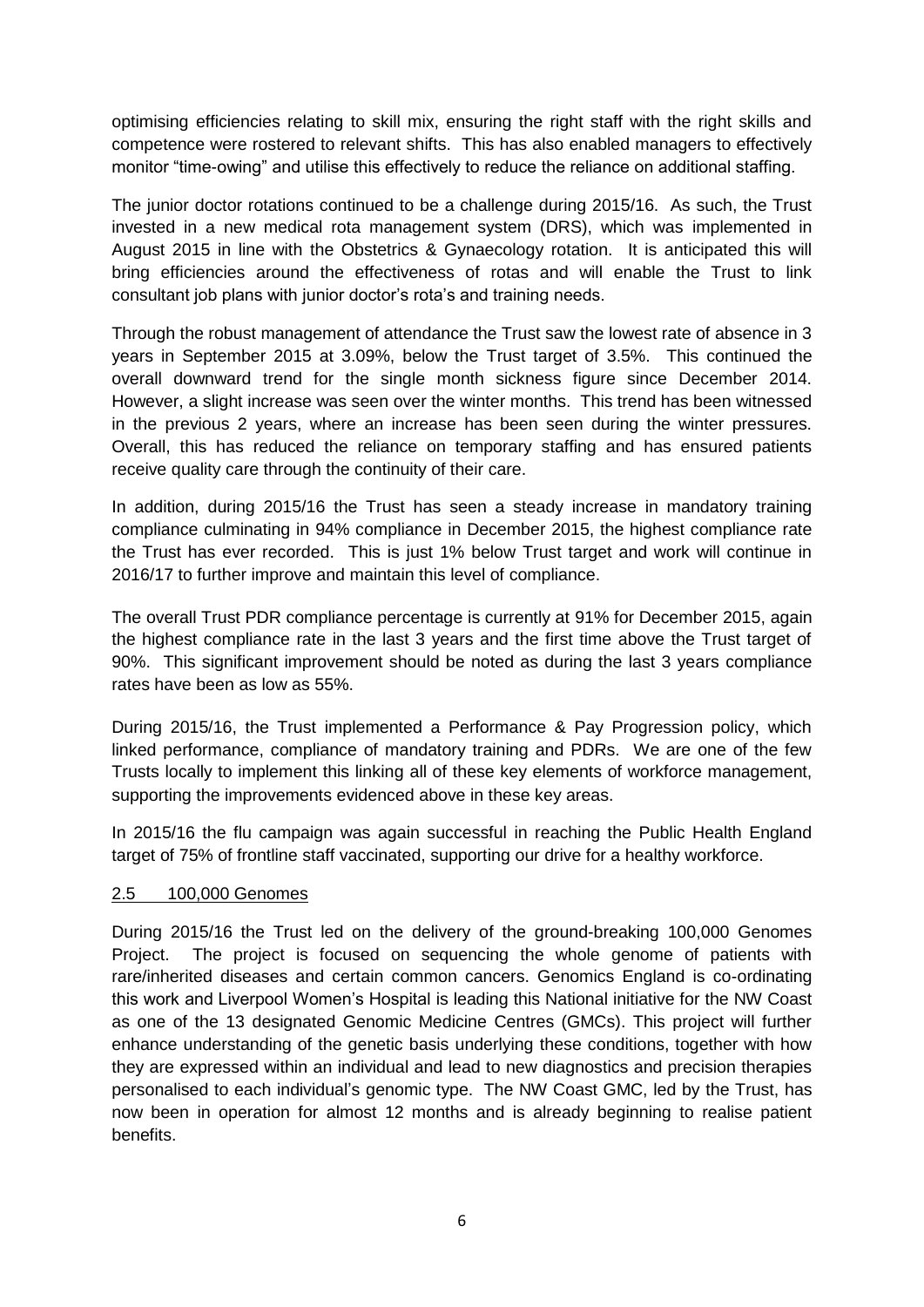optimising efficiencies relating to skill mix, ensuring the right staff with the right skills and competence were rostered to relevant shifts. This has also enabled managers to effectively monitor "time-owing" and utilise this effectively to reduce the reliance on additional staffing.

The junior doctor rotations continued to be a challenge during 2015/16. As such, the Trust invested in a new medical rota management system (DRS), which was implemented in August 2015 in line with the Obstetrics & Gynaecology rotation. It is anticipated this will bring efficiencies around the effectiveness of rotas and will enable the Trust to link consultant job plans with junior doctor's rota's and training needs.

Through the robust management of attendance the Trust saw the lowest rate of absence in 3 years in September 2015 at 3.09%, below the Trust target of 3.5%. This continued the overall downward trend for the single month sickness figure since December 2014. However, a slight increase was seen over the winter months. This trend has been witnessed in the previous 2 years, where an increase has been seen during the winter pressures. Overall, this has reduced the reliance on temporary staffing and has ensured patients receive quality care through the continuity of their care.

In addition, during 2015/16 the Trust has seen a steady increase in mandatory training compliance culminating in 94% compliance in December 2015, the highest compliance rate the Trust has ever recorded. This is just 1% below Trust target and work will continue in 2016/17 to further improve and maintain this level of compliance.

The overall Trust PDR compliance percentage is currently at 91% for December 2015, again the highest compliance rate in the last 3 years and the first time above the Trust target of 90%. This significant improvement should be noted as during the last 3 years compliance rates have been as low as 55%.

During 2015/16, the Trust implemented a Performance & Pay Progression policy, which linked performance, compliance of mandatory training and PDRs. We are one of the few Trusts locally to implement this linking all of these key elements of workforce management, supporting the improvements evidenced above in these key areas.

In 2015/16 the flu campaign was again successful in reaching the Public Health England target of 75% of frontline staff vaccinated, supporting our drive for a healthy workforce.

### 2.5 100,000 Genomes

During 2015/16 the Trust led on the delivery of the ground-breaking 100,000 Genomes Project. The project is focused on sequencing the whole genome of patients with rare/inherited diseases and certain common cancers. Genomics England is co-ordinating this work and Liverpool Women's Hospital is leading this National initiative for the NW Coast as one of the 13 designated Genomic Medicine Centres (GMCs). This project will further enhance understanding of the genetic basis underlying these conditions, together with how they are expressed within an individual and lead to new diagnostics and precision therapies personalised to each individual's genomic type. The NW Coast GMC, led by the Trust, has now been in operation for almost 12 months and is already beginning to realise patient benefits.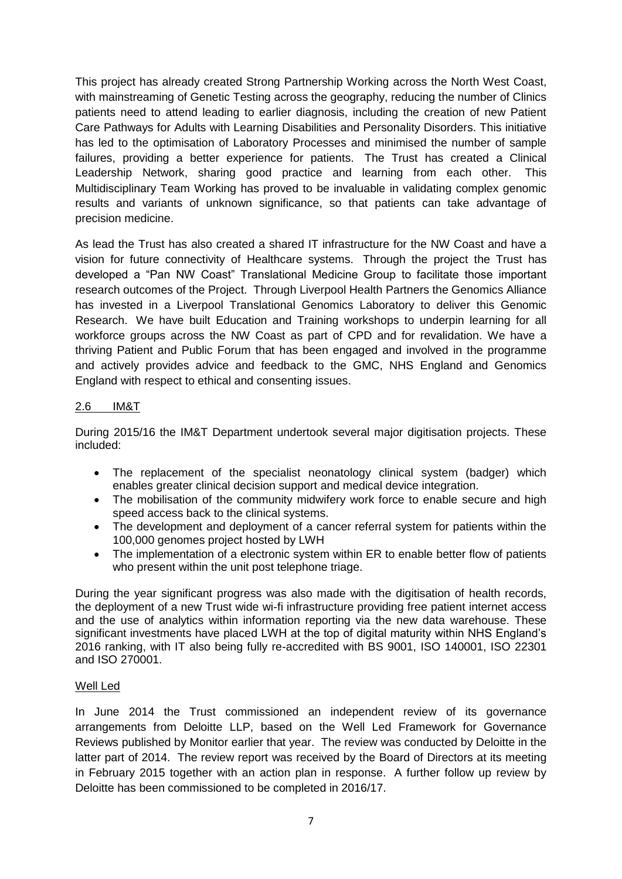This project has already created Strong Partnership Working across the North West Coast, with mainstreaming of Genetic Testing across the geography, reducing the number of Clinics patients need to attend leading to earlier diagnosis, including the creation of new Patient Care Pathways for Adults with Learning Disabilities and Personality Disorders. This initiative has led to the optimisation of Laboratory Processes and minimised the number of sample failures, providing a better experience for patients. The Trust has created a Clinical Leadership Network, sharing good practice and learning from each other. This Multidisciplinary Team Working has proved to be invaluable in validating complex genomic results and variants of unknown significance, so that patients can take advantage of precision medicine.

As lead the Trust has also created a shared IT infrastructure for the NW Coast and have a vision for future connectivity of Healthcare systems. Through the project the Trust has developed a "Pan NW Coast" Translational Medicine Group to facilitate those important research outcomes of the Project. Through Liverpool Health Partners the Genomics Alliance has invested in a Liverpool Translational Genomics Laboratory to deliver this Genomic Research. We have built Education and Training workshops to underpin learning for all workforce groups across the NW Coast as part of CPD and for revalidation. We have a thriving Patient and Public Forum that has been engaged and involved in the programme and actively provides advice and feedback to the GMC, NHS England and Genomics England with respect to ethical and consenting issues.

## 2.6 IM&T

During 2015/16 the IM&T Department undertook several major digitisation projects. These included:

- The replacement of the specialist neonatology clinical system (badger) which enables greater clinical decision support and medical device integration.
- The mobilisation of the community midwifery work force to enable secure and high speed access back to the clinical systems.
- The development and deployment of a cancer referral system for patients within the 100,000 genomes project hosted by LWH
- The implementation of a electronic system within ER to enable better flow of patients who present within the unit post telephone triage.

During the year significant progress was also made with the digitisation of health records, the deployment of a new Trust wide wi-fi infrastructure providing free patient internet access and the use of analytics within information reporting via the new data warehouse. These significant investments have placed LWH at the top of digital maturity within NHS England's 2016 ranking, with IT also being fully re-accredited with BS 9001, ISO 140001, ISO 22301 and ISO 270001.

## Well Led

In June 2014 the Trust commissioned an independent review of its governance arrangements from Deloitte LLP, based on the Well Led Framework for Governance Reviews published by Monitor earlier that year. The review was conducted by Deloitte in the latter part of 2014. The review report was received by the Board of Directors at its meeting in February 2015 together with an action plan in response. A further follow up review by Deloitte has been commissioned to be completed in 2016/17.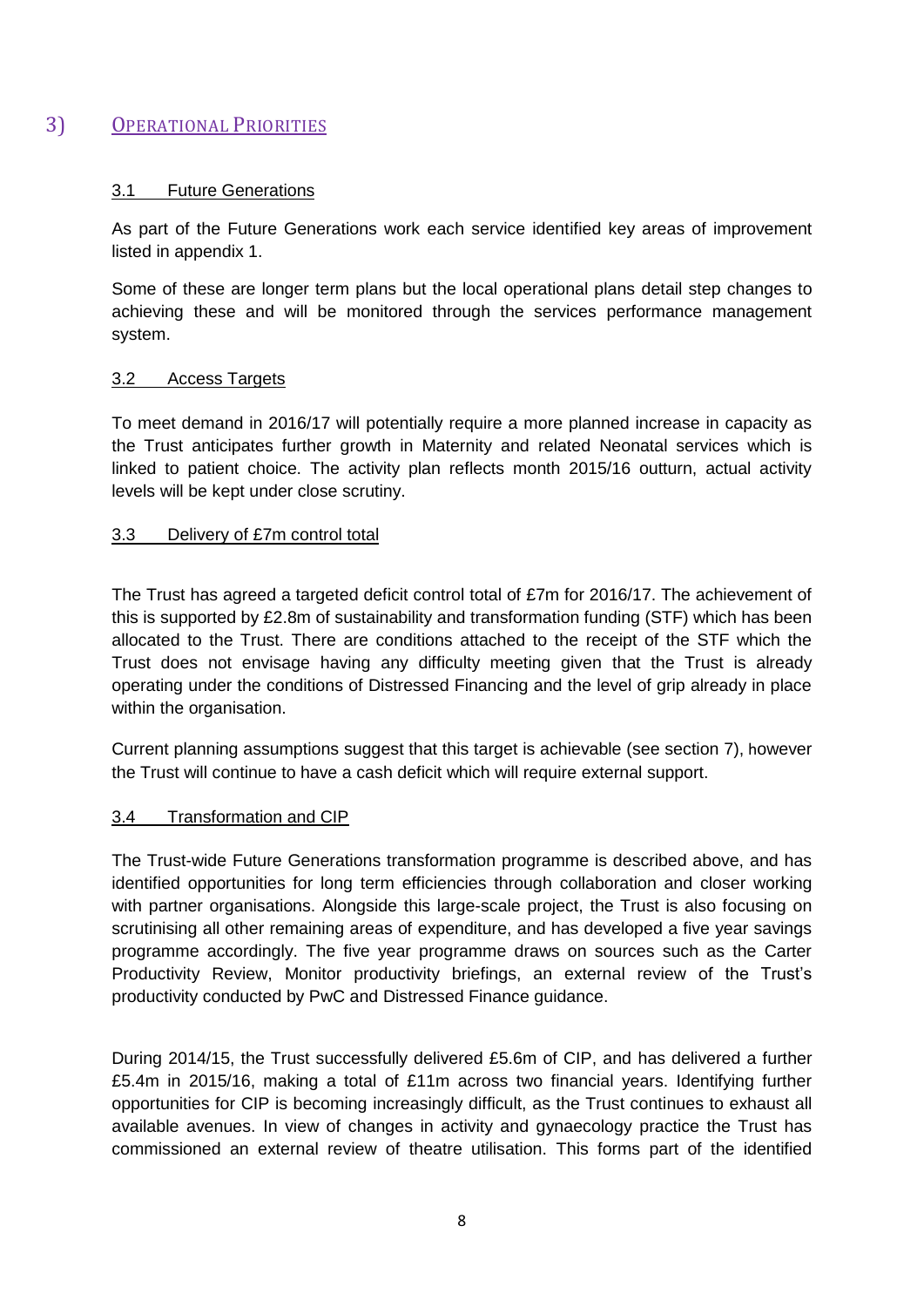## 3) OPERATIONAL PRIORITIES

### 3.1 Future Generations

As part of the Future Generations work each service identified key areas of improvement listed in appendix 1.

Some of these are longer term plans but the local operational plans detail step changes to achieving these and will be monitored through the services performance management system.

### 3.2 Access Targets

To meet demand in 2016/17 will potentially require a more planned increase in capacity as the Trust anticipates further growth in Maternity and related Neonatal services which is linked to patient choice. The activity plan reflects month 2015/16 outturn, actual activity levels will be kept under close scrutiny.

### 3.3 Delivery of £7m control total

The Trust has agreed a targeted deficit control total of £7m for 2016/17. The achievement of this is supported by £2.8m of sustainability and transformation funding (STF) which has been allocated to the Trust. There are conditions attached to the receipt of the STF which the Trust does not envisage having any difficulty meeting given that the Trust is already operating under the conditions of Distressed Financing and the level of grip already in place within the organisation.

Current planning assumptions suggest that this target is achievable (see section 7), however the Trust will continue to have a cash deficit which will require external support.

### 3.4 Transformation and CIP

The Trust-wide Future Generations transformation programme is described above, and has identified opportunities for long term efficiencies through collaboration and closer working with partner organisations. Alongside this large-scale project, the Trust is also focusing on scrutinising all other remaining areas of expenditure, and has developed a five year savings programme accordingly. The five year programme draws on sources such as the Carter Productivity Review, Monitor productivity briefings, an external review of the Trust's productivity conducted by PwC and Distressed Finance guidance.

During 2014/15, the Trust successfully delivered £5.6m of CIP, and has delivered a further £5.4m in 2015/16, making a total of £11m across two financial years. Identifying further opportunities for CIP is becoming increasingly difficult, as the Trust continues to exhaust all available avenues. In view of changes in activity and gynaecology practice the Trust has commissioned an external review of theatre utilisation. This forms part of the identified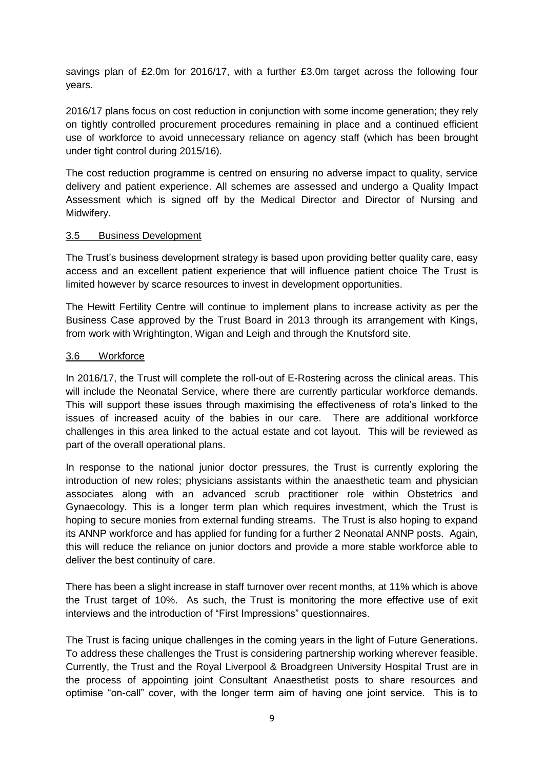savings plan of £2.0m for 2016/17, with a further £3.0m target across the following four years.

2016/17 plans focus on cost reduction in conjunction with some income generation; they rely on tightly controlled procurement procedures remaining in place and a continued efficient use of workforce to avoid unnecessary reliance on agency staff (which has been brought under tight control during 2015/16).

The cost reduction programme is centred on ensuring no adverse impact to quality, service delivery and patient experience. All schemes are assessed and undergo a Quality Impact Assessment which is signed off by the Medical Director and Director of Nursing and Midwifery.

### 3.5 Business Development

The Trust's business development strategy is based upon providing better quality care, easy access and an excellent patient experience that will influence patient choice The Trust is limited however by scarce resources to invest in development opportunities.

The Hewitt Fertility Centre will continue to implement plans to increase activity as per the Business Case approved by the Trust Board in 2013 through its arrangement with Kings, from work with Wrightington, Wigan and Leigh and through the Knutsford site.

### 3.6 Workforce

In 2016/17, the Trust will complete the roll-out of E-Rostering across the clinical areas. This will include the Neonatal Service, where there are currently particular workforce demands. This will support these issues through maximising the effectiveness of rota's linked to the issues of increased acuity of the babies in our care. There are additional workforce challenges in this area linked to the actual estate and cot layout. This will be reviewed as part of the overall operational plans.

In response to the national junior doctor pressures, the Trust is currently exploring the introduction of new roles; physicians assistants within the anaesthetic team and physician associates along with an advanced scrub practitioner role within Obstetrics and Gynaecology. This is a longer term plan which requires investment, which the Trust is hoping to secure monies from external funding streams. The Trust is also hoping to expand its ANNP workforce and has applied for funding for a further 2 Neonatal ANNP posts. Again, this will reduce the reliance on junior doctors and provide a more stable workforce able to deliver the best continuity of care.

There has been a slight increase in staff turnover over recent months, at 11% which is above the Trust target of 10%. As such, the Trust is monitoring the more effective use of exit interviews and the introduction of "First Impressions" questionnaires.

The Trust is facing unique challenges in the coming years in the light of Future Generations. To address these challenges the Trust is considering partnership working wherever feasible. Currently, the Trust and the Royal Liverpool & Broadgreen University Hospital Trust are in the process of appointing joint Consultant Anaesthetist posts to share resources and optimise "on-call" cover, with the longer term aim of having one joint service. This is to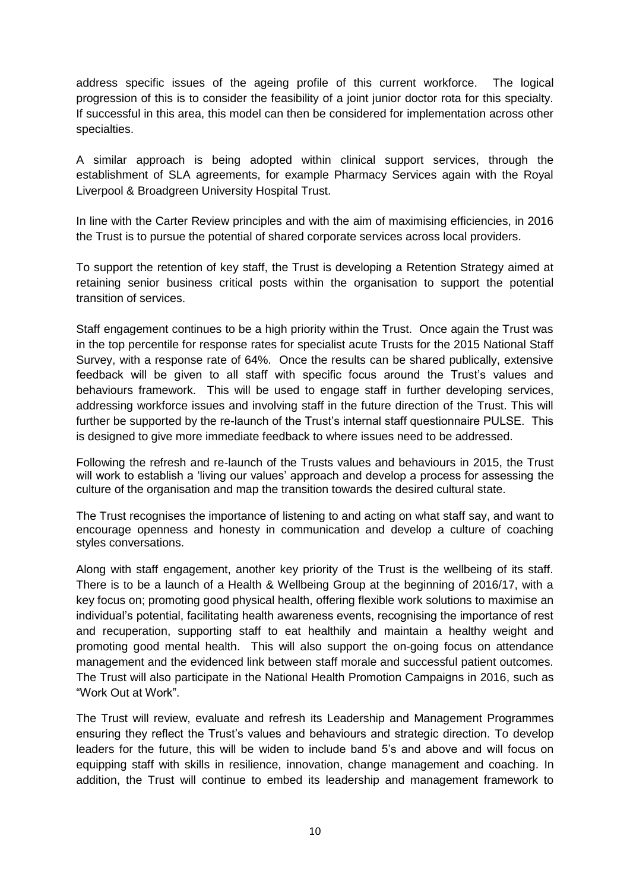address specific issues of the ageing profile of this current workforce. The logical progression of this is to consider the feasibility of a joint junior doctor rota for this specialty. If successful in this area, this model can then be considered for implementation across other specialties.

A similar approach is being adopted within clinical support services, through the establishment of SLA agreements, for example Pharmacy Services again with the Royal Liverpool & Broadgreen University Hospital Trust.

In line with the Carter Review principles and with the aim of maximising efficiencies, in 2016 the Trust is to pursue the potential of shared corporate services across local providers.

To support the retention of key staff, the Trust is developing a Retention Strategy aimed at retaining senior business critical posts within the organisation to support the potential transition of services.

Staff engagement continues to be a high priority within the Trust. Once again the Trust was in the top percentile for response rates for specialist acute Trusts for the 2015 National Staff Survey, with a response rate of 64%. Once the results can be shared publically, extensive feedback will be given to all staff with specific focus around the Trust's values and behaviours framework. This will be used to engage staff in further developing services, addressing workforce issues and involving staff in the future direction of the Trust. This will further be supported by the re-launch of the Trust's internal staff questionnaire PULSE. This is designed to give more immediate feedback to where issues need to be addressed.

Following the refresh and re-launch of the Trusts values and behaviours in 2015, the Trust will work to establish a 'living our values' approach and develop a process for assessing the culture of the organisation and map the transition towards the desired cultural state.

The Trust recognises the importance of listening to and acting on what staff say, and want to encourage openness and honesty in communication and develop a culture of coaching styles conversations.

Along with staff engagement, another key priority of the Trust is the wellbeing of its staff. There is to be a launch of a Health & Wellbeing Group at the beginning of 2016/17, with a key focus on; promoting good physical health, offering flexible work solutions to maximise an individual's potential, facilitating health awareness events, recognising the importance of rest and recuperation, supporting staff to eat healthily and maintain a healthy weight and promoting good mental health. This will also support the on-going focus on attendance management and the evidenced link between staff morale and successful patient outcomes. The Trust will also participate in the National Health Promotion Campaigns in 2016, such as "Work Out at Work".

The Trust will review, evaluate and refresh its Leadership and Management Programmes ensuring they reflect the Trust's values and behaviours and strategic direction. To develop leaders for the future, this will be widen to include band 5's and above and will focus on equipping staff with skills in resilience, innovation, change management and coaching. In addition, the Trust will continue to embed its leadership and management framework to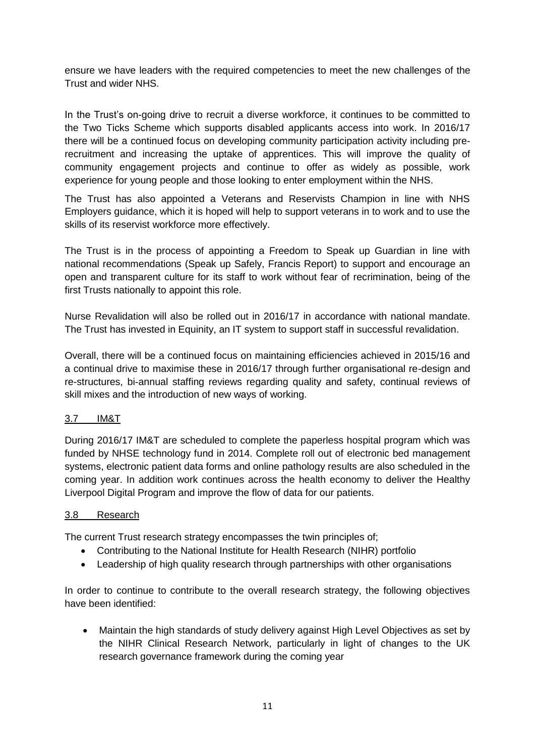ensure we have leaders with the required competencies to meet the new challenges of the Trust and wider NHS.

In the Trust's on-going drive to recruit a diverse workforce, it continues to be committed to the Two Ticks Scheme which supports disabled applicants access into work. In 2016/17 there will be a continued focus on developing community participation activity including pre-recruitment and increasing the uptake of apprentices. This will improve the quality of community engagement projects and continue to offer as widely as possible, work experience for young people and those looking to enter employment within the NHS.

The Trust has also appointed a Veterans and Reservists Champion in line with NHS Employers guidance, which it is hoped will help to support veterans in to work and to use the skills of its reservist workforce more effectively.

The Trust is in the process of appointing a Freedom to Speak up Guardian in line with national recommendations (Speak up Safely, Francis Report) to support and encourage an open and transparent culture for its staff to work without fear of recrimination, being of the first Trusts nationally to appoint this role.

Nurse Revalidation will also be rolled out in 2016/17 in accordance with national mandate. The Trust has invested in Equinity, an IT system to support staff in successful revalidation.

Overall, there will be a continued focus on maintaining efficiencies achieved in 2015/16 and a continual drive to maximise these in 2016/17 through further organisational re-design and re-structures, bi-annual staffing reviews regarding quality and safety, continual reviews of skill mixes and the introduction of new ways of working.

### 3.7 IM&T

During 2016/17 IM&T are scheduled to complete the paperless hospital program which was funded by NHSE technology fund in 2014. Complete roll out of electronic bed management systems, electronic patient data forms and online pathology results are also scheduled in the coming year. In addition work continues across the health economy to deliver the Healthy Liverpool Digital Program and improve the flow of data for our patients.

### 3.8 Research

The current Trust research strategy encompasses the twin principles of;

- Contributing to the National Institute for Health Research (NIHR) portfolio
- Leadership of high quality research through partnerships with other organisations

In order to continue to contribute to the overall research strategy, the following objectives have been identified:

- Maintain the high standards of study delivery against High Level Objectives as set by the NIHR Clinical Research Network, particularly in light of changes to the UK research governance framework during the coming year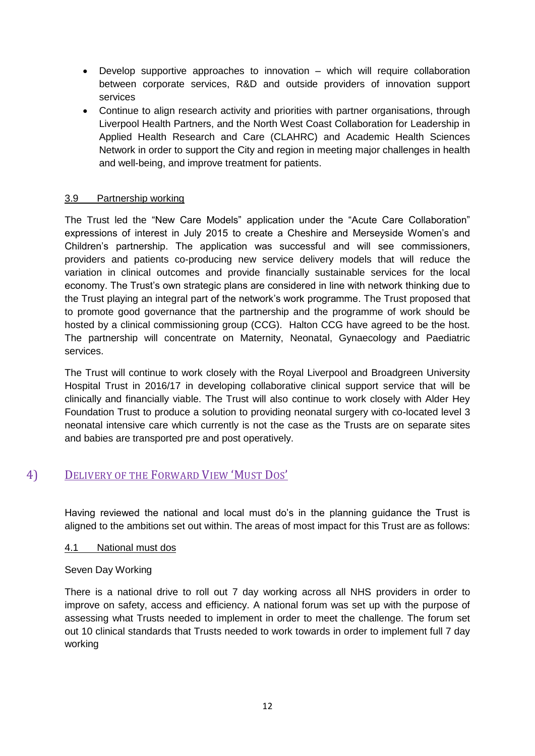- Develop supportive approaches to innovation – which will require collaboration between corporate services, R&D and outside providers of innovation support services
- Continue to align research activity and priorities with partner organisations, through Liverpool Health Partners, and the North West Coast Collaboration for Leadership in Applied Health Research and Care (CLAHRC) and Academic Health Sciences Network in order to support the City and region in meeting major challenges in health and well-being, and improve treatment for patients.

### 3.9 Partnership working

The Trust led the "New Care Models" application under the "Acute Care Collaboration" expressions of interest in July 2015 to create a Cheshire and Merseyside Women's and Children's partnership. The application was successful and will see commissioners, providers and patients co-producing new service delivery models that will reduce the variation in clinical outcomes and provide financially sustainable services for the local economy. The Trust's own strategic plans are considered in line with network thinking due to the Trust playing an integral part of the network's work programme. The Trust proposed that to promote good governance that the partnership and the programme of work should be hosted by a clinical commissioning group (CCG). Halton CCG have agreed to be the host. The partnership will concentrate on Maternity, Neonatal, Gynaecology and Paediatric services.

The Trust will continue to work closely with the Royal Liverpool and Broadgreen University Hospital Trust in 2016/17 in developing collaborative clinical support service that will be clinically and financially viable. The Trust will also continue to work closely with Alder Hey Foundation Trust to produce a solution to providing neonatal surgery with co-located level 3 neonatal intensive care which currently is not the case as the Trusts are on separate sites and babies are transported pre and post operatively.

## 4) Delivery of the Forward View 'Must Dos'

Having reviewed the national and local must do's in the planning guidance the Trust is aligned to the ambitions set out within. The areas of most impact for this Trust are as follows:

### 4.1 National must dos

Seven Day Working

There is a national drive to roll out 7 day working across all NHS providers in order to improve on safety, access and efficiency. A national forum was set up with the purpose of assessing what Trusts needed to implement in order to meet the challenge. The forum set out 10 clinical standards that Trusts needed to work towards in order to implement full 7 day working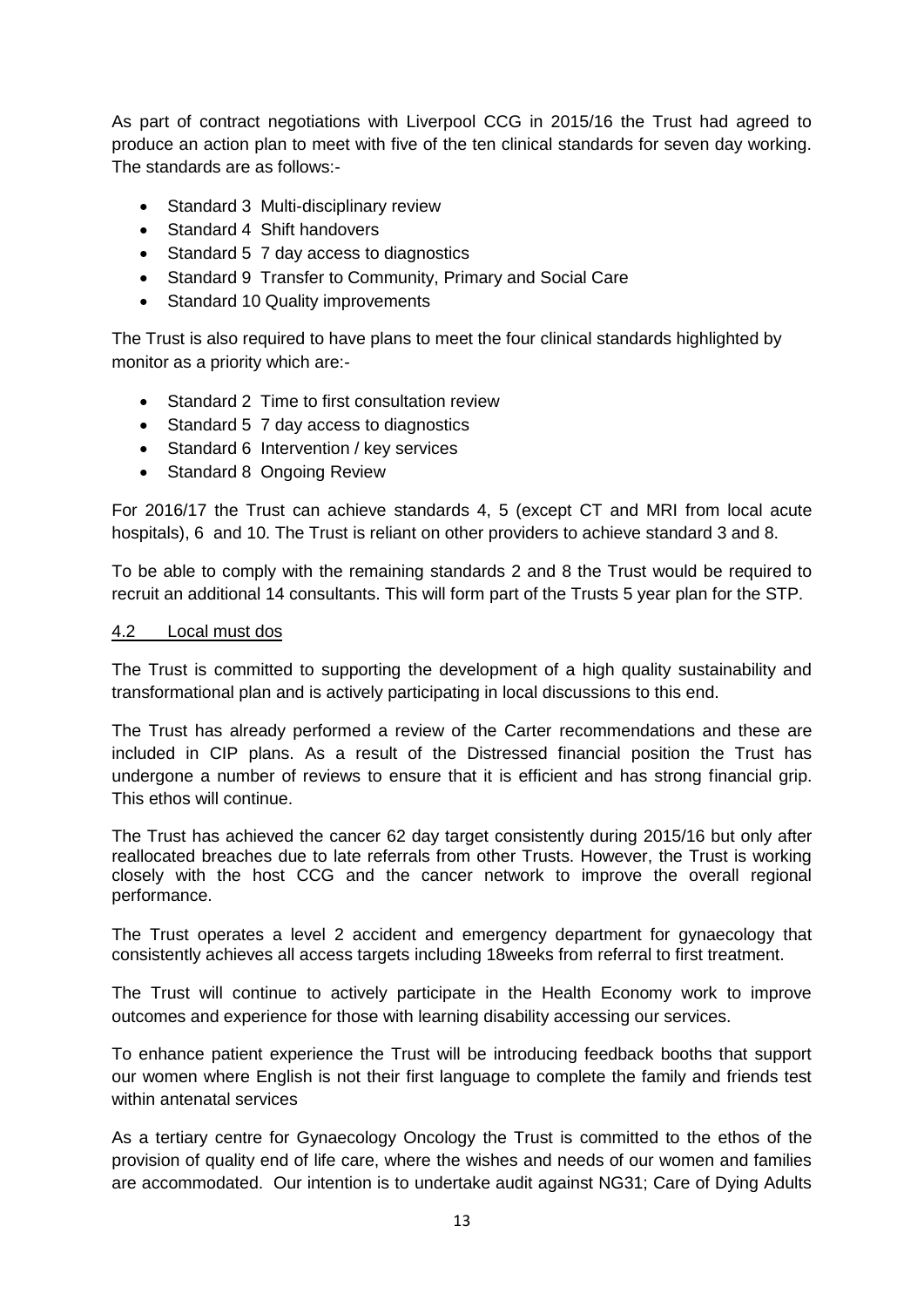As part of contract negotiations with Liverpool CCG in 2015/16 the Trust had agreed to produce an action plan to meet with five of the ten clinical standards for seven day working. The standards are as follows:-

- Standard 3 Multi-disciplinary review
- Standard 4 Shift handovers
- Standard 5 7 day access to diagnostics
- Standard 9 Transfer to Community, Primary and Social Care
- Standard 10 Quality improvements

The Trust is also required to have plans to meet the four clinical standards highlighted by monitor as a priority which are:-

- Standard 2 Time to first consultation review
- Standard 5 7 day access to diagnostics
- Standard 6 Intervention / key services
- Standard 8 Ongoing Review

For 2016/17 the Trust can achieve standards 4, 5 (except CT and MRI from local acute hospitals), 6 and 10. The Trust is reliant on other providers to achieve standard 3 and 8.

To be able to comply with the remaining standards 2 and 8 the Trust would be required to recruit an additional 14 consultants. This will form part of the Trusts 5 year plan for the STP.

### 4.2 Local must dos

The Trust is committed to supporting the development of a high quality sustainability and transformational plan and is actively participating in local discussions to this end.

The Trust has already performed a review of the Carter recommendations and these are included in CIP plans. As a result of the Distressed financial position the Trust has undergone a number of reviews to ensure that it is efficient and has strong financial grip. This ethos will continue.

The Trust has achieved the cancer 62 day target consistently during 2015/16 but only after reallocated breaches due to late referrals from other Trusts. However, the Trust is working closely with the host CCG and the cancer network to improve the overall regional performance.

The Trust operates a level 2 accident and emergency department for gynaecology that consistently achieves all access targets including 18weeks from referral to first treatment.

The Trust will continue to actively participate in the Health Economy work to improve outcomes and experience for those with learning disability accessing our services.

To enhance patient experience the Trust will be introducing feedback booths that support our women where English is not their first language to complete the family and friends test within antenatal services

As a tertiary centre for Gynaecology Oncology the Trust is committed to the ethos of the provision of quality end of life care, where the wishes and needs of our women and families are accommodated. Our intention is to undertake audit against NG31; Care of Dying Adults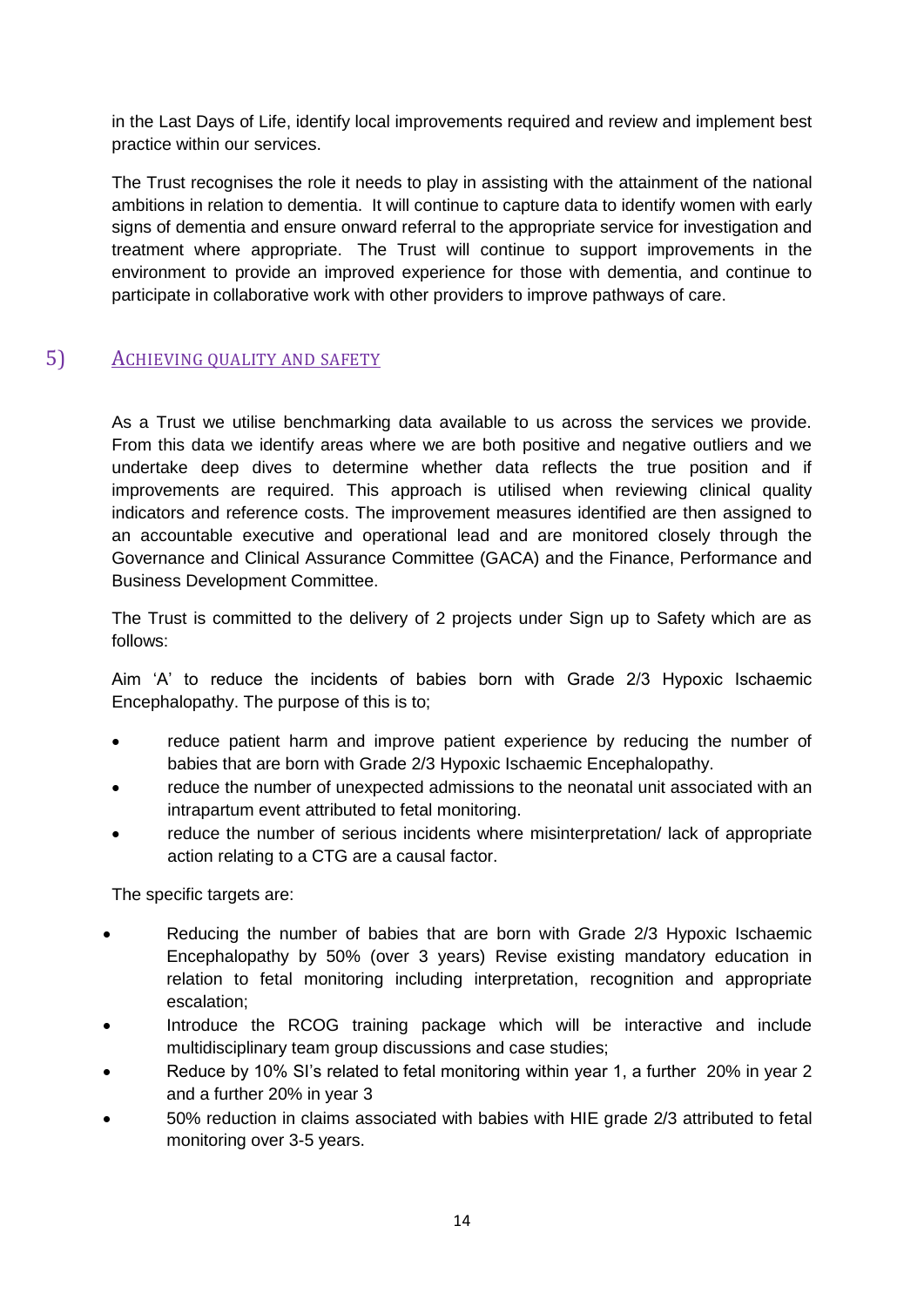in the Last Days of Life, identify local improvements required and review and implement best practice within our services.

The Trust recognises the role it needs to play in assisting with the attainment of the national ambitions in relation to dementia. It will continue to capture data to identify women with early signs of dementia and ensure onward referral to the appropriate service for investigation and treatment where appropriate. The Trust will continue to support improvements in the environment to provide an improved experience for those with dementia, and continue to participate in collaborative work with other providers to improve pathways of care.

## 5) ACHIEVING QUALITY AND SAFETY

As a Trust we utilise benchmarking data available to us across the services we provide. From this data we identify areas where we are both positive and negative outliers and we undertake deep dives to determine whether data reflects the true position and if improvements are required. This approach is utilised when reviewing clinical quality indicators and reference costs. The improvement measures identified are then assigned to an accountable executive and operational lead and are monitored closely through the Governance and Clinical Assurance Committee (GACA) and the Finance, Performance and Business Development Committee.

The Trust is committed to the delivery of 2 projects under Sign up to Safety which are as follows:

Aim 'A' to reduce the incidents of babies born with Grade 2/3 Hypoxic Ischaemic Encephalopathy. The purpose of this is to;

- reduce patient harm and improve patient experience by reducing the number of babies that are born with Grade 2/3 Hypoxic Ischaemic Encephalopathy.
- reduce the number of unexpected admissions to the neonatal unit associated with an intrapartum event attributed to fetal monitoring.
- reduce the number of serious incidents where misinterpretation/ lack of appropriate action relating to a CTG are a causal factor.

The specific targets are:

- Reducing the number of babies that are born with Grade 2/3 Hypoxic Ischaemic Encephalopathy by 50% (over 3 years) Revise existing mandatory education in relation to fetal monitoring including interpretation, recognition and appropriate escalation;
- Introduce the RCOG training package which will be interactive and include multidisciplinary team group discussions and case studies;
- Reduce by 10% SI's related to fetal monitoring within year 1, a further 20% in year 2 and a further 20% in year 3
- 50% reduction in claims associated with babies with HIE grade 2/3 attributed to fetal monitoring over 3-5 years.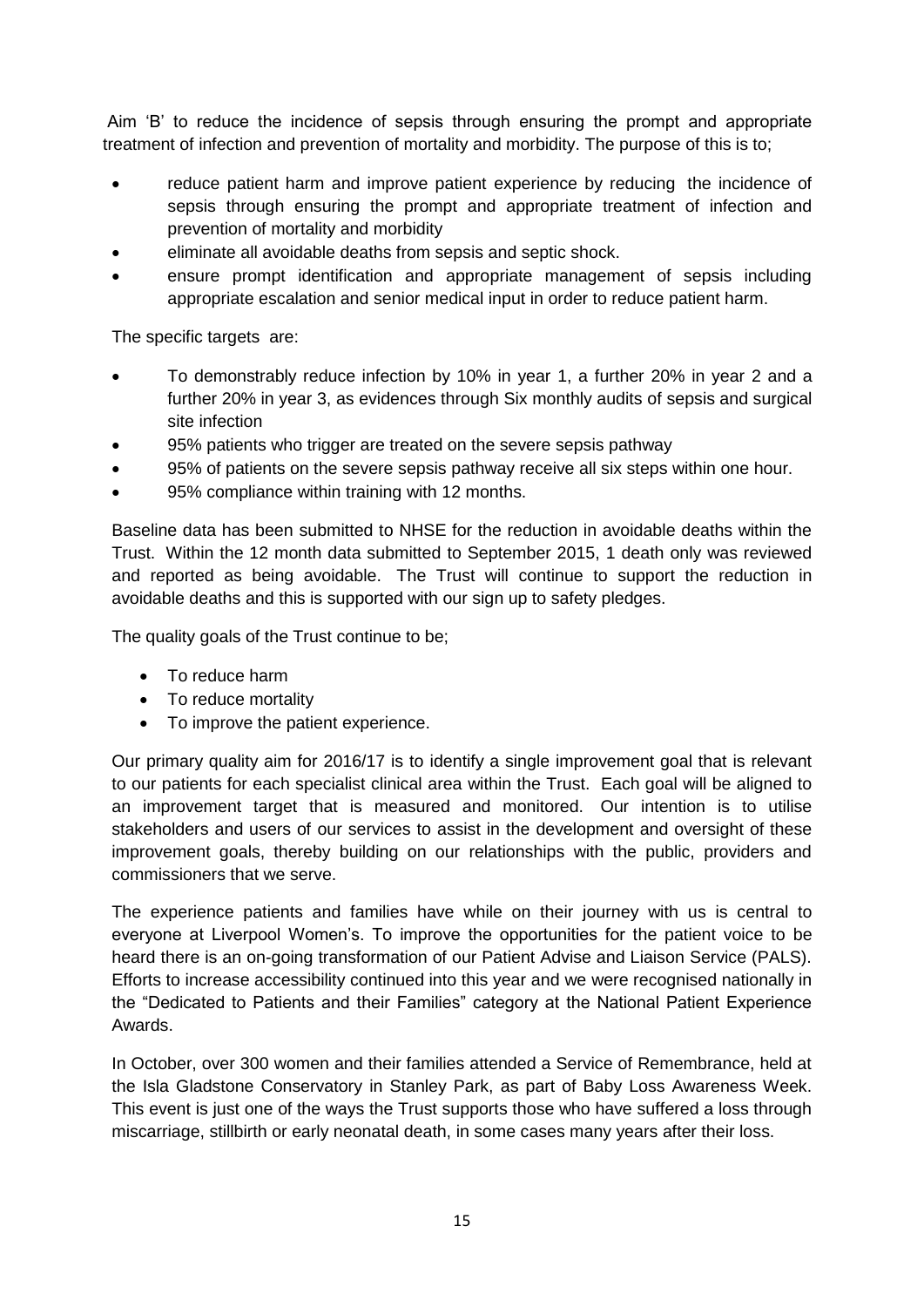Aim 'B' to reduce the incidence of sepsis through ensuring the prompt and appropriate treatment of infection and prevention of mortality and morbidity. The purpose of this is to;

- reduce patient harm and improve patient experience by reducing the incidence of sepsis through ensuring the prompt and appropriate treatment of infection and prevention of mortality and morbidity
- eliminate all avoidable deaths from sepsis and septic shock.
- ensure prompt identification and appropriate management of sepsis including appropriate escalation and senior medical input in order to reduce patient harm.

The specific targets are:

- To demonstrably reduce infection by 10% in year 1, a further 20% in year 2 and a further 20% in year 3, as evidences through Six monthly audits of sepsis and surgical site infection
- 95% patients who trigger are treated on the severe sepsis pathway
- 95% of patients on the severe sepsis pathway receive all six steps within one hour.
- 95% compliance within training with 12 months.

Baseline data has been submitted to NHSE for the reduction in avoidable deaths within the Trust. Within the 12 month data submitted to September 2015, 1 death only was reviewed and reported as being avoidable. The Trust will continue to support the reduction in avoidable deaths and this is supported with our sign up to safety pledges.

The quality goals of the Trust continue to be;

- To reduce harm
- To reduce mortality
- To improve the patient experience.

Our primary quality aim for 2016/17 is to identify a single improvement goal that is relevant to our patients for each specialist clinical area within the Trust. Each goal will be aligned to an improvement target that is measured and monitored. Our intention is to utilise stakeholders and users of our services to assist in the development and oversight of these improvement goals, thereby building on our relationships with the public, providers and commissioners that we serve.

The experience patients and families have while on their journey with us is central to everyone at Liverpool Women's. To improve the opportunities for the patient voice to be heard there is an on-going transformation of our Patient Advise and Liaison Service (PALS). Efforts to increase accessibility continued into this year and we were recognised nationally in the "Dedicated to Patients and their Families" category at the National Patient Experience Awards.

In October, over 300 women and their families attended a Service of Remembrance, held at the Isla Gladstone Conservatory in Stanley Park, as part of Baby Loss Awareness Week. This event is just one of the ways the Trust supports those who have suffered a loss through miscarriage, stillbirth or early neonatal death, in some cases many years after their loss.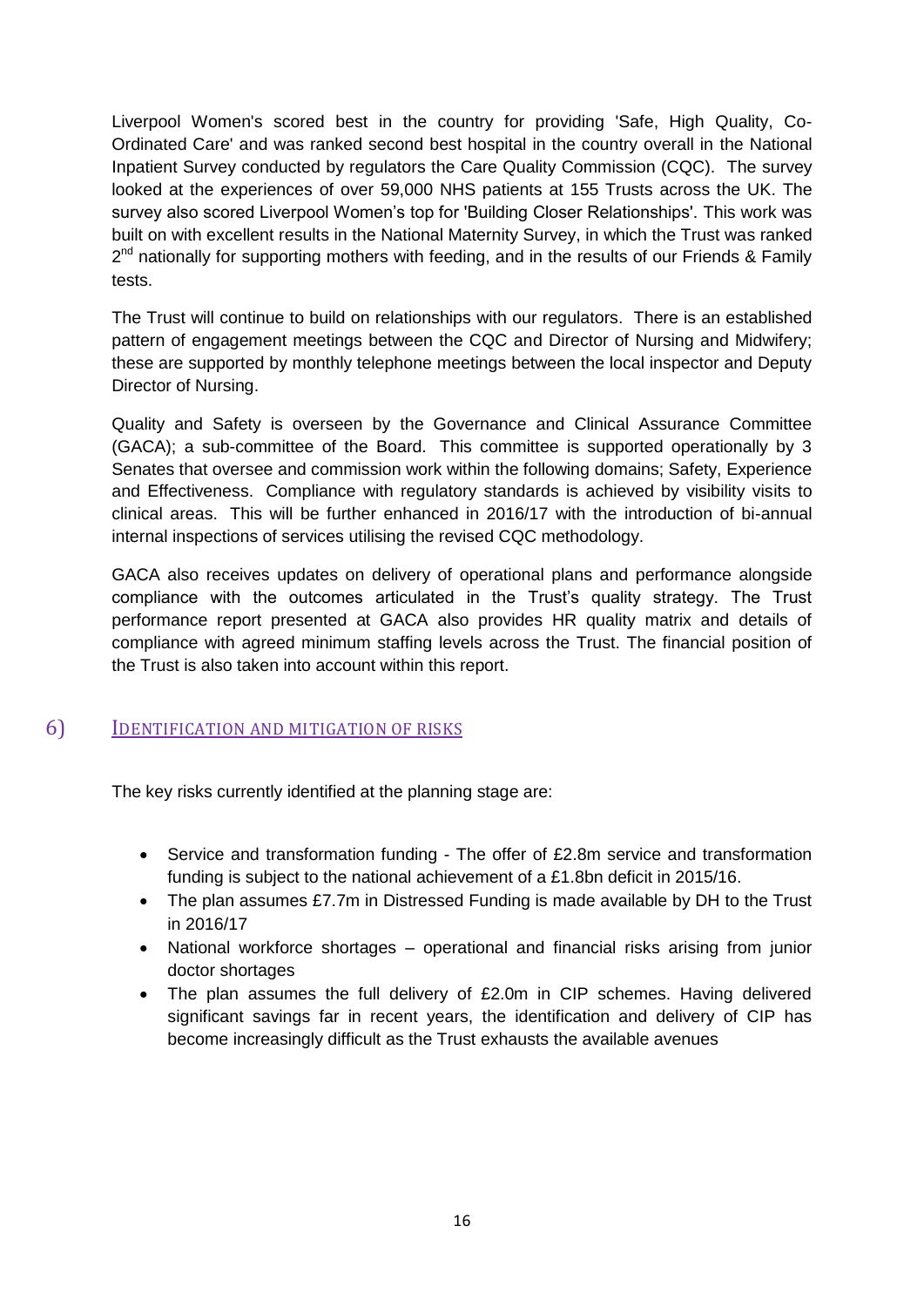Liverpool Women's scored best in the country for providing 'Safe, High Quality, Co-Ordinated Care' and was ranked second best hospital in the country overall in the National Inpatient Survey conducted by regulators the Care Quality Commission (CQC). The survey looked at the experiences of over 59,000 NHS patients at 155 Trusts across the UK. The survey also scored Liverpool Women's top for 'Building Closer Relationships'. This work was built on with excellent results in the National Maternity Survey, in which the Trust was ranked 2nd nationally for supporting mothers with feeding, and in the results of our Friends & Family tests.

The Trust will continue to build on relationships with our regulators. There is an established pattern of engagement meetings between the CQC and Director of Nursing and Midwifery; these are supported by monthly telephone meetings between the local inspector and Deputy Director of Nursing.

Quality and Safety is overseen by the Governance and Clinical Assurance Committee (GACA); a sub-committee of the Board. This committee is supported operationally by 3 Senates that oversee and commission work within the following domains; Safety, Experience and Effectiveness. Compliance with regulatory standards is achieved by visibility visits to clinical areas. This will be further enhanced in 2016/17 with the introduction of bi-annual internal inspections of services utilising the revised CQC methodology.

GACA also receives updates on delivery of operational plans and performance alongside compliance with the outcomes articulated in the Trust's quality strategy. The Trust performance report presented at GACA also provides HR quality matrix and details of compliance with agreed minimum staffing levels across the Trust. The financial position of the Trust is also taken into account within this report.

## 6) IDENTIFICATION AND MITIGATION OF RISKS

The key risks currently identified at the planning stage are:

- Service and transformation funding - The offer of £2.8m service and transformation funding is subject to the national achievement of a £1.8bn deficit in 2015/16.
- The plan assumes £7.7m in Distressed Funding is made available by DH to the Trust in 2016/17
- National workforce shortages – operational and financial risks arising from junior doctor shortages
- The plan assumes the full delivery of £2.0m in CIP schemes. Having delivered significant savings far in recent years, the identification and delivery of CIP has become increasingly difficult as the Trust exhausts the available avenues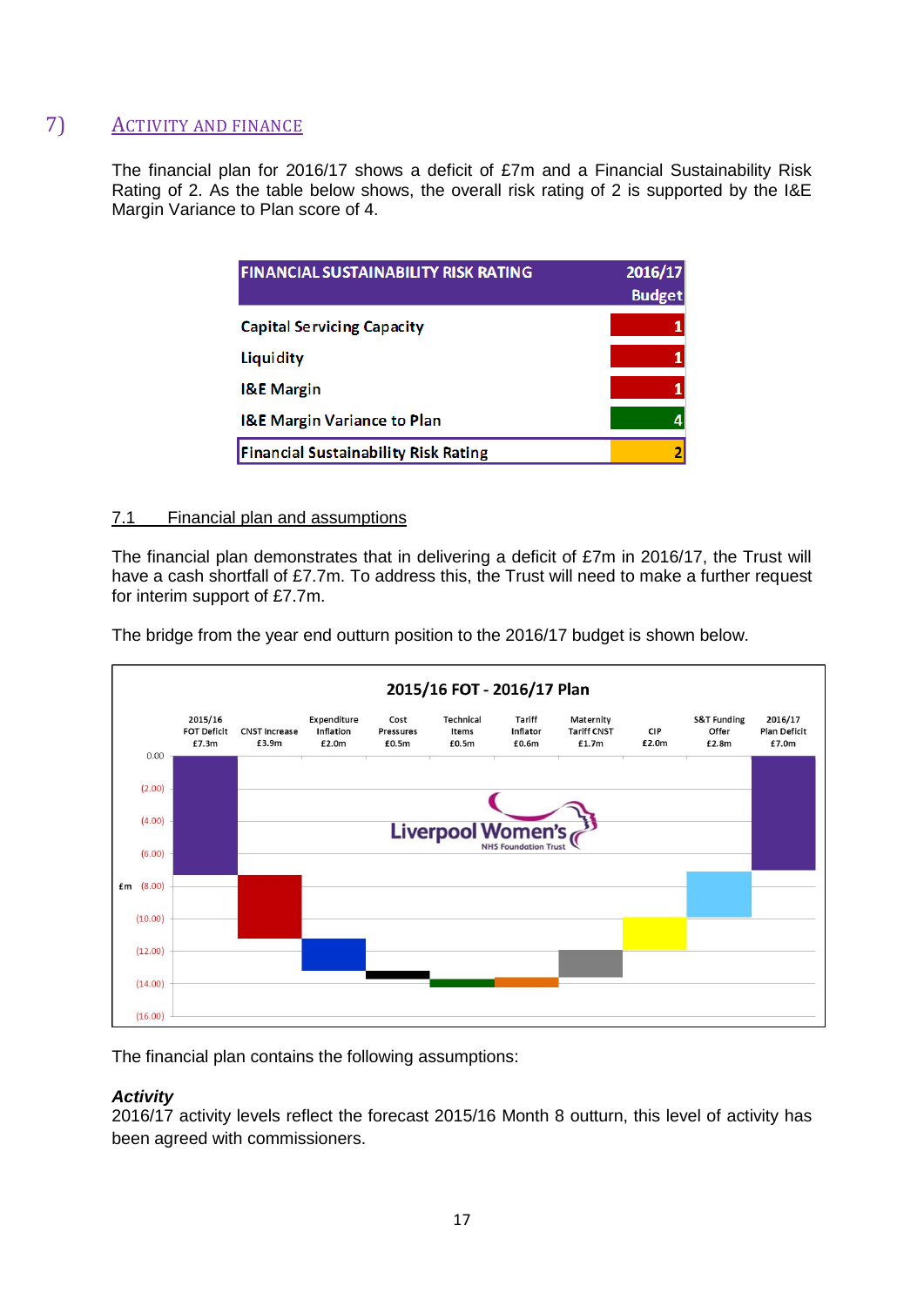## 7) ACTIVITY AND FINANCE

The financial plan for 2016/17 shows a deficit of £7m and a Financial Sustainability Risk Rating of 2. As the table below shows, the overall risk rating of 2 is supported by the I&E Margin Variance to Plan score of 4.

| FINANCIAL SUSTAINABILITY RISK RATING | 2016/17 Budget |
|---|---|
| Capital Servicing Capacity | 1 |
| Liquidity | 1 |
| I&E Margin | 1 |
| I&E Margin Variance to Plan | 4 |
| Financial Sustainability Risk Rating | 2 |

### 7.1 Financial plan and assumptions

The financial plan demonstrates that in delivering a deficit of £7m in 2016/17, the Trust will have a cash shortfall of £7.7m. To address this, the Trust will need to make a further request for interim support of £7.7m.

The bridge from the year end outturn position to the 2016/17 budget is shown below.

**2015/16 FOT - 2016/17 Plan**

| 2015/16 FOT Deficit | CNST Increase | Expenditure Inflation | Cost Pressures | Technical Items | Tariff Inflator | Maternity Tariff CNST | CIP | S&T Funding Offer | 2016/17 Plan Deficit |
|---|---|---|---|---|---|---|---|---|---|
| £7.3m | £3.9m | £2.0m | £0.5m | £0.5m | £0.6m | £1.7m | £2.0m | £2.8m | £7.0m |

The financial plan contains the following assumptions:

***Activity***
2016/17 activity levels reflect the forecast 2015/16 Month 8 outturn, this level of activity has been agreed with commissioners.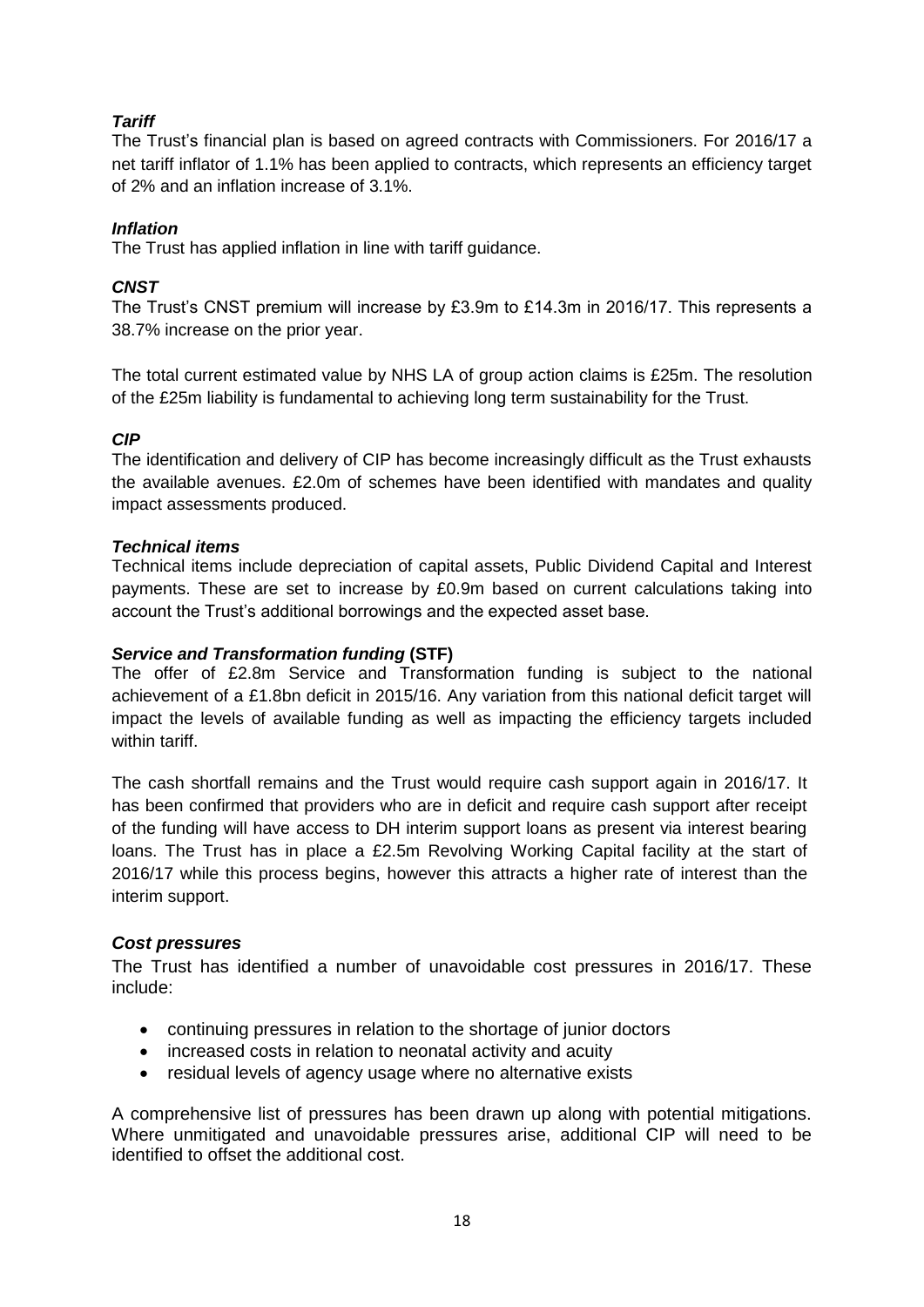***Tariff***

The Trust's financial plan is based on agreed contracts with Commissioners. For 2016/17 a net tariff inflator of 1.1% has been applied to contracts, which represents an efficiency target of 2% and an inflation increase of 3.1%.

***Inflation***

The Trust has applied inflation in line with tariff guidance.

***CNST***

The Trust's CNST premium will increase by £3.9m to £14.3m in 2016/17. This represents a 38.7% increase on the prior year.

The total current estimated value by NHS LA of group action claims is £25m. The resolution of the £25m liability is fundamental to achieving long term sustainability for the Trust.

***CIP***

The identification and delivery of CIP has become increasingly difficult as the Trust exhausts the available avenues. £2.0m of schemes have been identified with mandates and quality impact assessments produced.

***Technical items***

Technical items include depreciation of capital assets, Public Dividend Capital and Interest payments. These are set to increase by £0.9m based on current calculations taking into account the Trust's additional borrowings and the expected asset base.

***Service and Transformation funding* (STF)**

The offer of £2.8m Service and Transformation funding is subject to the national achievement of a £1.8bn deficit in 2015/16. Any variation from this national deficit target will impact the levels of available funding as well as impacting the efficiency targets included within tariff.

The cash shortfall remains and the Trust would require cash support again in 2016/17. It has been confirmed that providers who are in deficit and require cash support after receipt of the funding will have access to DH interim support loans as present via interest bearing loans. The Trust has in place a £2.5m Revolving Working Capital facility at the start of 2016/17 while this process begins, however this attracts a higher rate of interest than the interim support.

***Cost pressures***

The Trust has identified a number of unavoidable cost pressures in 2016/17. These include:

- continuing pressures in relation to the shortage of junior doctors
- increased costs in relation to neonatal activity and acuity
- residual levels of agency usage where no alternative exists

A comprehensive list of pressures has been drawn up along with potential mitigations. Where unmitigated and unavoidable pressures arise, additional CIP will need to be identified to offset the additional cost.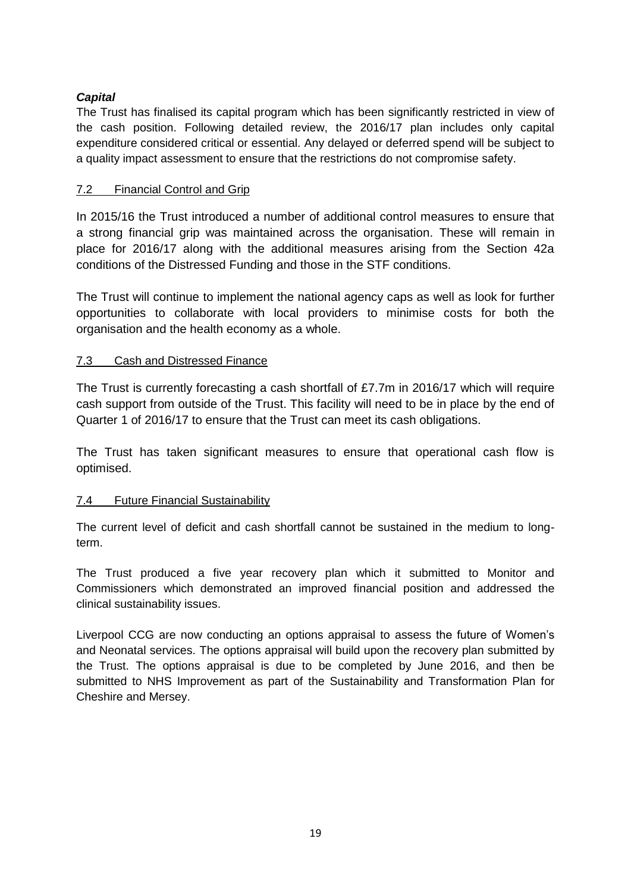***Capital***

The Trust has finalised its capital program which has been significantly restricted in view of the cash position. Following detailed review, the 2016/17 plan includes only capital expenditure considered critical or essential. Any delayed or deferred spend will be subject to a quality impact assessment to ensure that the restrictions do not compromise safety.

### 7.2 Financial Control and Grip

In 2015/16 the Trust introduced a number of additional control measures to ensure that a strong financial grip was maintained across the organisation. These will remain in place for 2016/17 along with the additional measures arising from the Section 42a conditions of the Distressed Funding and those in the STF conditions.

The Trust will continue to implement the national agency caps as well as look for further opportunities to collaborate with local providers to minimise costs for both the organisation and the health economy as a whole.

### 7.3 Cash and Distressed Finance

The Trust is currently forecasting a cash shortfall of £7.7m in 2016/17 which will require cash support from outside of the Trust. This facility will need to be in place by the end of Quarter 1 of 2016/17 to ensure that the Trust can meet its cash obligations.

The Trust has taken significant measures to ensure that operational cash flow is optimised.

### 7.4 Future Financial Sustainability

The current level of deficit and cash shortfall cannot be sustained in the medium to long-term.

The Trust produced a five year recovery plan which it submitted to Monitor and Commissioners which demonstrated an improved financial position and addressed the clinical sustainability issues.

Liverpool CCG are now conducting an options appraisal to assess the future of Women's and Neonatal services. The options appraisal will build upon the recovery plan submitted by the Trust. The options appraisal is due to be completed by June 2016, and then be submitted to NHS Improvement as part of the Sustainability and Transformation Plan for Cheshire and Mersey.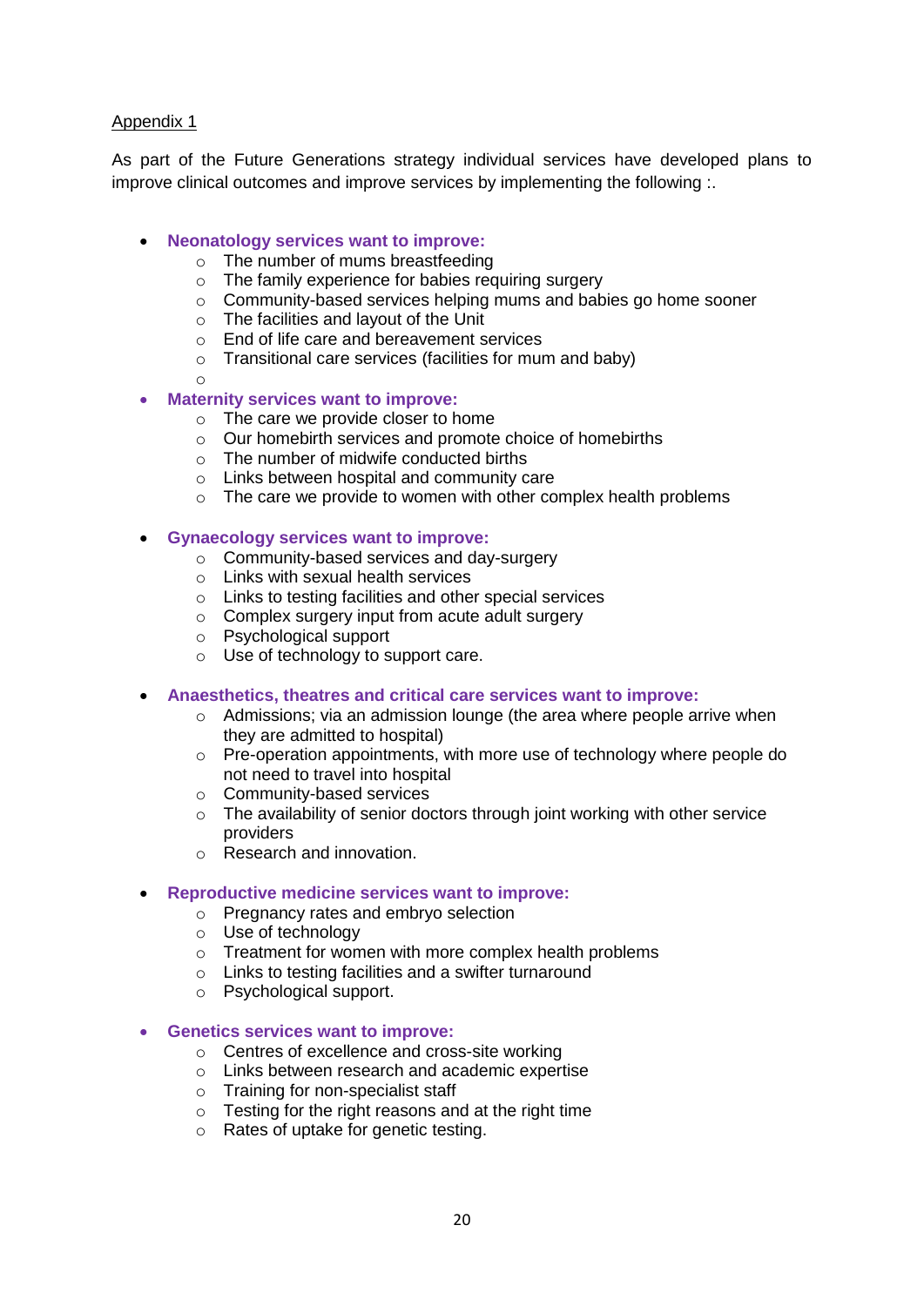Appendix 1

As part of the Future Generations strategy individual services have developed plans to improve clinical outcomes and improve services by implementing the following :.

- **Neonatology services want to improve:**
  - The number of mums breastfeeding
  - The family experience for babies requiring surgery
  - Community-based services helping mums and babies go home sooner
  - The facilities and layout of the Unit
  - End of life care and bereavement services
  - Transitional care services (facilities for mum and baby)
- **Maternity services want to improve:**
  - The care we provide closer to home
  - Our homebirth services and promote choice of homebirths
  - The number of midwife conducted births
  - Links between hospital and community care
  - The care we provide to women with other complex health problems
- **Gynaecology services want to improve:**
  - Community-based services and day-surgery
  - Links with sexual health services
  - Links to testing facilities and other special services
  - Complex surgery input from acute adult surgery
  - Psychological support
  - Use of technology to support care.
- **Anaesthetics, theatres and critical care services want to improve:**
  - Admissions; via an admission lounge (the area where people arrive when they are admitted to hospital)
  - Pre-operation appointments, with more use of technology where people do not need to travel into hospital
  - Community-based services
  - The availability of senior doctors through joint working with other service providers
  - Research and innovation.
- **Reproductive medicine services want to improve:**
  - Pregnancy rates and embryo selection
  - Use of technology
  - Treatment for women with more complex health problems
  - Links to testing facilities and a swifter turnaround
  - Psychological support.
- **Genetics services want to improve:**
  - Centres of excellence and cross-site working
  - Links between research and academic expertise
  - Training for non-specialist staff
  - Testing for the right reasons and at the right time
  - Rates of uptake for genetic testing.